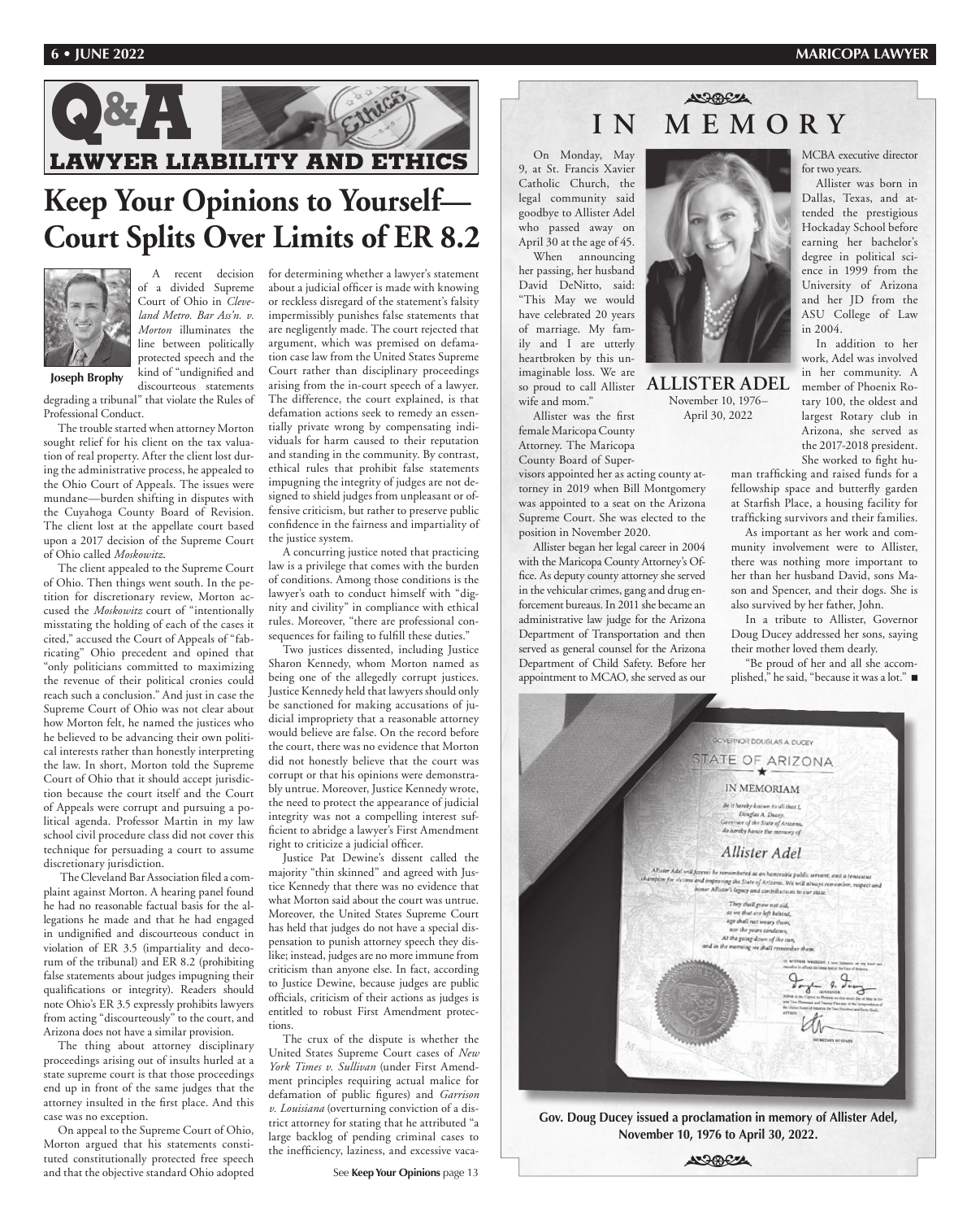# Q&A LAWYER LIABILITY AND ETHICS

## Keep Your Opinions to Yourself—Court Splits Over Limits of ER 8.2

**Joseph Brophy**

A recent decision of a divided Supreme Court of Ohio in *Cleveland Metro. Bar Ass'n. v. Morton* illuminates the line between politically protected speech and the kind of "undignified and discourteous statements degrading a tribunal" that violate the Rules of Professional Conduct.

The trouble started when attorney Morton sought relief for his client on the tax valuation of real property. After the client lost during the administrative process, he appealed to the Ohio Court of Appeals. The issues were mundane—burden shifting in disputes with the Cuyahoga County Board of Revision. The client lost at the appellate court based upon a 2017 decision of the Supreme Court of Ohio called *Moskowitz*.

The client appealed to the Supreme Court of Ohio. Then things went south. In the petition for discretionary review, Morton accused the *Moskowitz* court of "intentionally misstating the holding of each of the cases it cited," accused the Court of Appeals of "fabricating" Ohio precedent and opined that "only politicians committed to maximizing the revenue of their political cronies could reach such a conclusion." And just in case the Supreme Court of Ohio was not clear about how Morton felt, he named the justices who he believed to be advancing their own political interests rather than honestly interpreting the law. In short, Morton told the Supreme Court of Ohio that it should accept jurisdiction because the court itself and the Court of Appeals were corrupt and pursuing a political agenda. Professor Martin in my law school civil procedure class did not cover this technique for persuading a court to assume discretionary jurisdiction.

The Cleveland Bar Association filed a complaint against Morton. A hearing panel found he had no reasonable factual basis for the allegations he made and that he had engaged in undignified and discourteous conduct in violation of ER 3.5 (impartiality and decorum of the tribunal) and ER 8.2 (prohibiting false statements about judges impugning their qualifications or integrity). Readers should note Ohio's ER 3.5 expressly prohibits lawyers from acting "discourteously" to the court, and Arizona does not have a similar provision.

The thing about attorney disciplinary proceedings arising out of insults hurled at a state supreme court is that those proceedings end up in front of the same judges that the attorney insulted in the first place. And this case was no exception.

On appeal to the Supreme Court of Ohio, Morton argued that his statements constituted constitutionally protected free speech and that the objective standard Ohio adopted for determining whether a lawyer's statement about a judicial officer is made with knowing or reckless disregard of the statement's falsity impermissibly punishes false statements that are negligently made. The court rejected that argument, which was premised on defamation case law from the United States Supreme Court rather than disciplinary proceedings arising from the in-court speech of a lawyer. The difference, the court explained, is that defamation actions seek to remedy an essentially private wrong by compensating individuals for harm caused to their reputation and standing in the community. By contrast, ethical rules that prohibit false statements impugning the integrity of judges are not designed to shield judges from unpleasant or offensive criticism, but rather to preserve public confidence in the fairness and impartiality of the justice system.

A concurring justice noted that practicing law is a privilege that comes with the burden of conditions. Among those conditions is the lawyer's oath to conduct himself with "dignity and civility" in compliance with ethical rules. Moreover, "there are professional consequences for failing to fulfill these duties."

Two justices dissented, including Justice Sharon Kennedy, whom Morton named as being one of the allegedly corrupt justices. Justice Kennedy held that lawyers should only be sanctioned for making accusations of judicial impropriety that a reasonable attorney would believe are false. On the record before the court, there was no evidence that Morton did not honestly believe that the court was corrupt or that his opinions were demonstrably untrue. Moreover, Justice Kennedy wrote, the need to protect the appearance of judicial integrity was not a compelling interest sufficient to abridge a lawyer's First Amendment right to criticize a judicial officer.

Justice Pat Dewine's dissent called the majority "thin skinned" and agreed with Justice Kennedy that there was no evidence that what Morton said about the court was untrue. Moreover, the United States Supreme Court has held that judges do not have a special dispensation to punish attorney speech they dislike; instead, judges are no more immune from criticism than anyone else. In fact, according to Justice Dewine, because judges are public officials, criticism of their actions as judges is entitled to robust First Amendment protections.

The crux of the dispute is whether the United States Supreme Court cases of *New York Times v. Sullivan* (under First Amendment principles requiring actual malice for defamation of public figures) and *Garrison v. Louisiana* (overturning conviction of a district attorney for stating that he attributed "a large backlog of pending criminal cases to the inefficiency, laziness, and excessive vaca-

See **Keep Your Opinions** page 13

# IN MEMORY

**ALLISTER ADEL**
November 10, 1976–April 30, 2022

On Monday, May 9, at St. Francis Xavier Catholic Church, the legal community said goodbye to Allister Adel who passed away on April 30 at the age of 45.

When announcing her passing, her husband David DeNitto, said: "This May we would have celebrated 20 years of marriage. My family and I are utterly heartbroken by this unimaginable loss. We are so proud to call Allister wife and mom."

Allister was the first female Maricopa County Attorney. The Maricopa County Board of Supervisors appointed her as acting county attorney in 2019 when Bill Montgomery was appointed to a seat on the Arizona Supreme Court. She was elected to the position in November 2020.

Allister began her legal career in 2004 with the Maricopa County Attorney's Office. As deputy county attorney she served in the vehicular crimes, gang and drug enforcement bureaus. In 2011 she became an administrative law judge for the Arizona Department of Transportation and then served as general counsel for the Arizona Department of Child Safety. Before her appointment to MCAO, she served as our MCBA executive director for two years.

Allister was born in Dallas, Texas, and attended the prestigious Hockaday School before earning her bachelor's degree in political science in 1999 from the University of Arizona and her JD from the ASU College of Law in 2004.

In addition to her work, Adel was involved in her community. A member of Phoenix Rotary 100, the oldest and largest Rotary club in Arizona, she served as the 2017-2018 president. She worked to fight human trafficking and raised funds for a fellowship space and butterfly garden at Starfish Place, a housing facility for trafficking survivors and their families.

As important as her work and community involvement were to Allister, there was nothing more important to her than her husband David, sons Mason and Spencer, and their dogs. She is also survived by her father, John.

In a tribute to Allister, Governor Doug Ducey addressed her sons, saying their mother loved them dearly.

"Be proud of her and all she accomplished," he said, "because it was a lot." ■

Gov. Doug Ducey issued a proclamation in memory of Allister Adel, November 10, 1976 to April 30, 2022.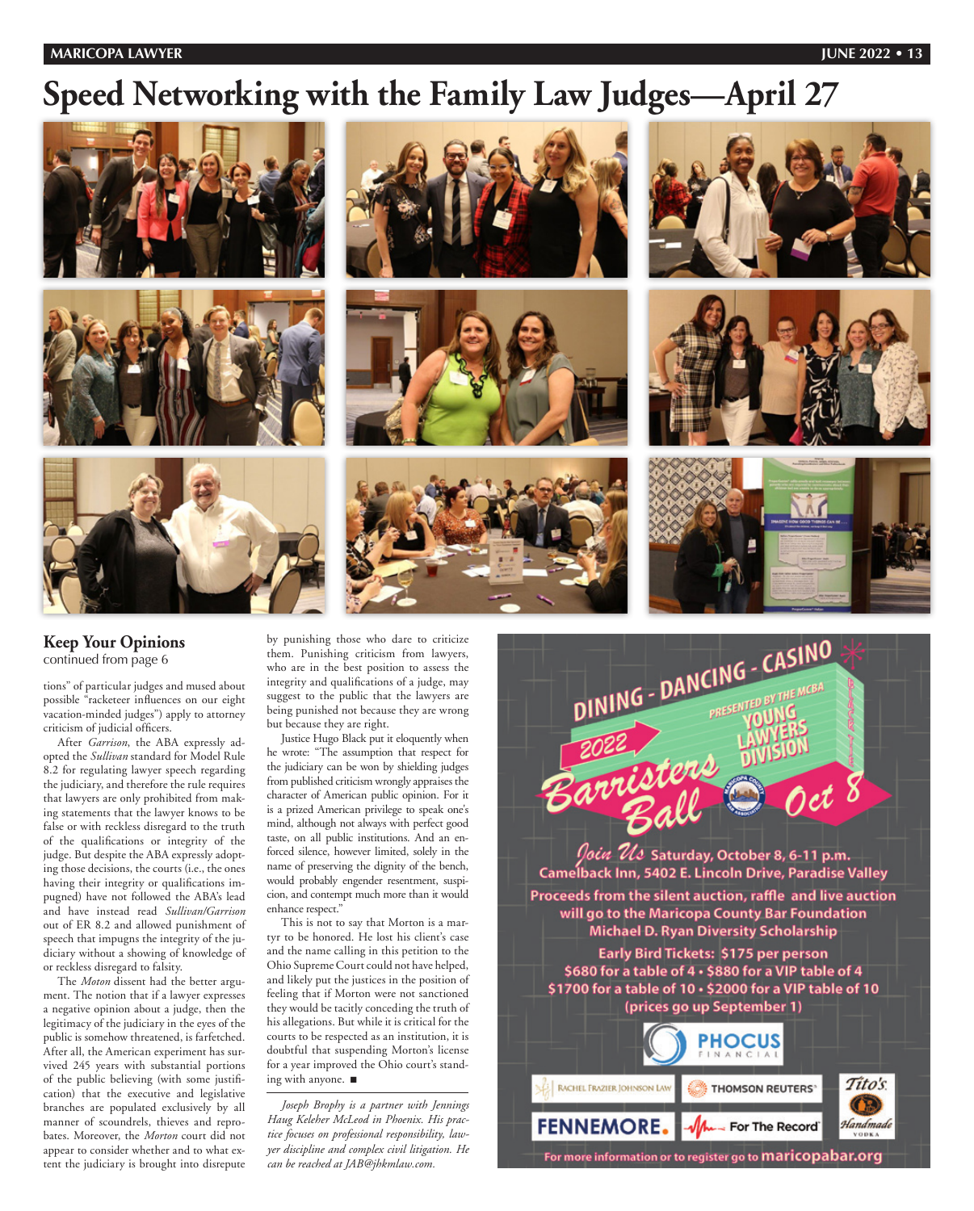# Speed Networking with the Family Law Judges—April 27

## Keep Your Opinions

continued from page 6

tions" of particular judges and mused about possible "racketeer influences on our eight vacation-minded judges") apply to attorney criticism of judicial officers.

After *Garrison*, the ABA expressly adopted the *Sullivan* standard for Model Rule 8.2 for regulating lawyer speech regarding the judiciary, and therefore the rule requires that lawyers are only prohibited from making statements that the lawyer knows to be false or with reckless disregard to the truth of the qualifications or integrity of the judge. But despite the ABA expressly adopting those decisions, the courts (i.e., the ones having their integrity or qualifications impugned) have not followed the ABA's lead and have instead read *Sullivan/Garrison* out of ER 8.2 and allowed punishment of speech that impugns the integrity of the judiciary without a showing of knowledge of or reckless disregard to falsity.

The *Moton* dissent had the better argument. The notion that if a lawyer expresses a negative opinion about a judge, then the legitimacy of the judiciary in the eyes of the public is somehow threatened, is farfetched. After all, the American experiment has survived 245 years with substantial portions of the public believing (with some justification) that the executive and legislative branches are populated exclusively by all manner of scoundrels, thieves and reprobates. Moreover, the *Morton* court did not appear to consider whether and to what extent the judiciary is brought into disrepute by punishing those who dare to criticize them. Punishing criticism from lawyers, who are in the best position to assess the integrity and qualifications of a judge, may suggest to the public that the lawyers are being punished not because they are wrong but because they are right.

Justice Hugo Black put it eloquently when he wrote: "The assumption that respect for the judiciary can be won by shielding judges from published criticism wrongly appraises the character of American public opinion. For it is a prized American privilege to speak one's mind, although not always with perfect good taste, on all public institutions. And an enforced silence, however limited, solely in the name of preserving the dignity of the bench, would probably engender resentment, suspicion, and contempt much more than it would enhance respect."

This is not to say that Morton is a martyr to be honored. He lost his client's case and the name calling in this petition to the Ohio Supreme Court could not have helped, and likely put the justices in the position of feeling that if Morton were not sanctioned they would be tacitly conceding the truth of his allegations. But while it is critical for the courts to be respected as an institution, it is doubtful that suspending Morton's license for a year improved the Ohio court's standing with anyone. ■

*Joseph Brophy is a partner with Jennings Haug Keleher McLeod in Phoenix. His practice focuses on professional responsibility, lawyer discipline and complex civil litigation. He can be reached at JAB@jhkmlaw.com.*

---

DINING - DANCING - CASINO

PRESENTED BY THE MCBA YOUNG LAWYERS DIVISION

2022 Barristers Ball — Oct 8

Join Us Saturday, October 8, 6-11 p.m.
Camelback Inn, 5402 E. Lincoln Drive, Paradise Valley

Proceeds from the silent auction, raffle and live auction will go to the Maricopa County Bar Foundation Michael D. Ryan Diversity Scholarship

Early Bird Tickets: $175 per person
$680 for a table of 4 • $880 for a VIP table of 4
$1700 for a table of 10 • $2000 for a VIP table of 10
(prices go up September 1)

PHOCUS FINANCIAL · RACHEL FRAZIER JOHNSON LAW · THOMSON REUTERS · Tito's Handmade Vodka · FENNEMORE. · For The Record

For more information or to register go to maricopabar.org